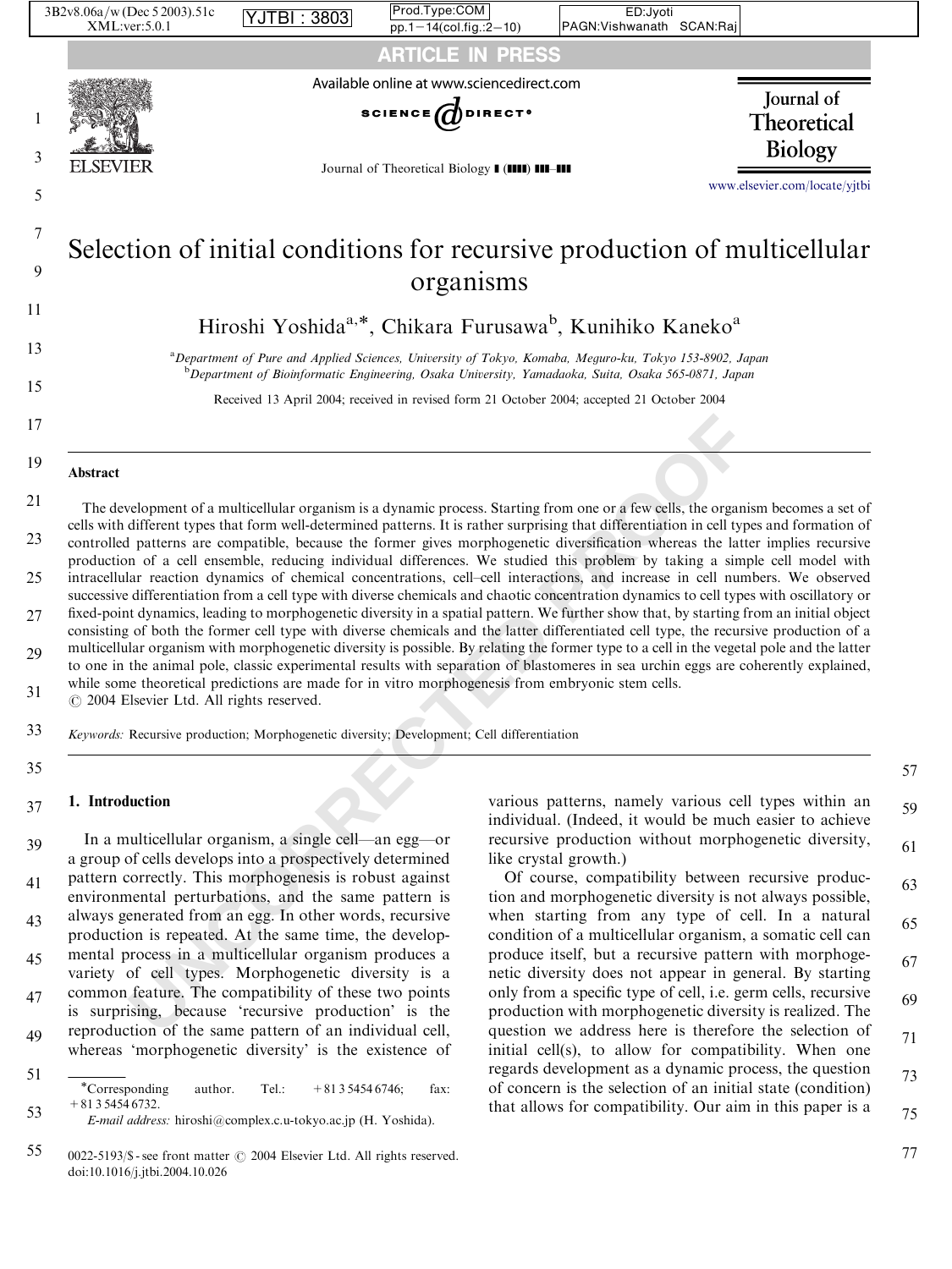# Selection of initial conditions for recursive production of multicellular organisms

Hiroshi Yoshida[a,*], Chikara Furusawa[b], Kunihiko Kaneko[a]

[a]Department of Pure and Applied Sciences, University of Tokyo, Komaba, Meguro-ku, Tokyo 153-8902, Japan
[b]Department of Bioinformatic Engineering, Osaka University, Yamadaoka, Suita, Osaka 565-0871, Japan

Received 13 April 2004; received in revised form 21 October 2004; accepted 21 October 2004

## Abstract

The development of a multicellular organism is a dynamic process. Starting from one or a few cells, the organism becomes a set of cells with different types that form well-determined patterns. It is rather surprising that differentiation in cell types and formation of controlled patterns are compatible, because the former gives morphogenetic diversification whereas the latter implies recursive production of a cell ensemble, reducing individual differences. We studied this problem by taking a simple cell model with intracellular reaction dynamics of chemical concentrations, cell–cell interactions, and increase in cell numbers. We observed successive differentiation from a cell type with diverse chemicals and chaotic concentration dynamics to cell types with oscillatory or fixed-point dynamics, leading to morphogenetic diversity in a spatial pattern. We further show that, by starting from an initial object consisting of both the former cell type with diverse chemicals and the latter differentiated cell type, the recursive production of a multicellular organism with morphogenetic diversity is possible. By relating the former type to a cell in the vegetal pole and the latter to one in the animal pole, classic experimental results with separation of blastomeres in sea urchin eggs are coherently explained, while some theoretical predictions are made for in vitro morphogenesis from embryonic stem cells.
© 2004 Elsevier Ltd. All rights reserved.

*Keywords:* Recursive production; Morphogenetic diversity; Development; Cell differentiation

## 1. Introduction

In a multicellular organism, a single cell—an egg—or a group of cells develops into a prospectively determined pattern correctly. This morphogenesis is robust against environmental perturbations, and the same pattern is always generated from an egg. In other words, recursive production is repeated. At the same time, the developmental process in a multicellular organism produces a variety of cell types. Morphogenetic diversity is a common feature. The compatibility of these two points is surprising, because 'recursive production' is the reproduction of the same pattern of an individual cell, whereas 'morphogenetic diversity' is the existence of various patterns, namely various cell types within an individual. (Indeed, it would be much easier to achieve recursive production without morphogenetic diversity, like crystal growth.)

Of course, compatibility between recursive production and morphogenetic diversity is not always possible, when starting from any type of cell. In a natural condition of a multicellular organism, a somatic cell can produce itself, but a recursive pattern with morphogenetic diversity does not appear in general. By starting only from a specific type of cell, i.e. germ cells, recursive production with morphogenetic diversity is realized. The question we address here is therefore the selection of initial cell(s), to allow for compatibility. When one regards development as a dynamic process, the question of concern is the selection of an initial state (condition) that allows for compatibility. Our aim in this paper is a

*Corresponding author. Tel.: +81 3 5454 6746; fax: +81 3 5454 6732.
*E-mail address:* hiroshi@complex.c.u-tokyo.ac.jp (H. Yoshida).

0022-5193/$ - see front matter © 2004 Elsevier Ltd. All rights reserved.
doi:10.1016/j.jtbi.2004.10.026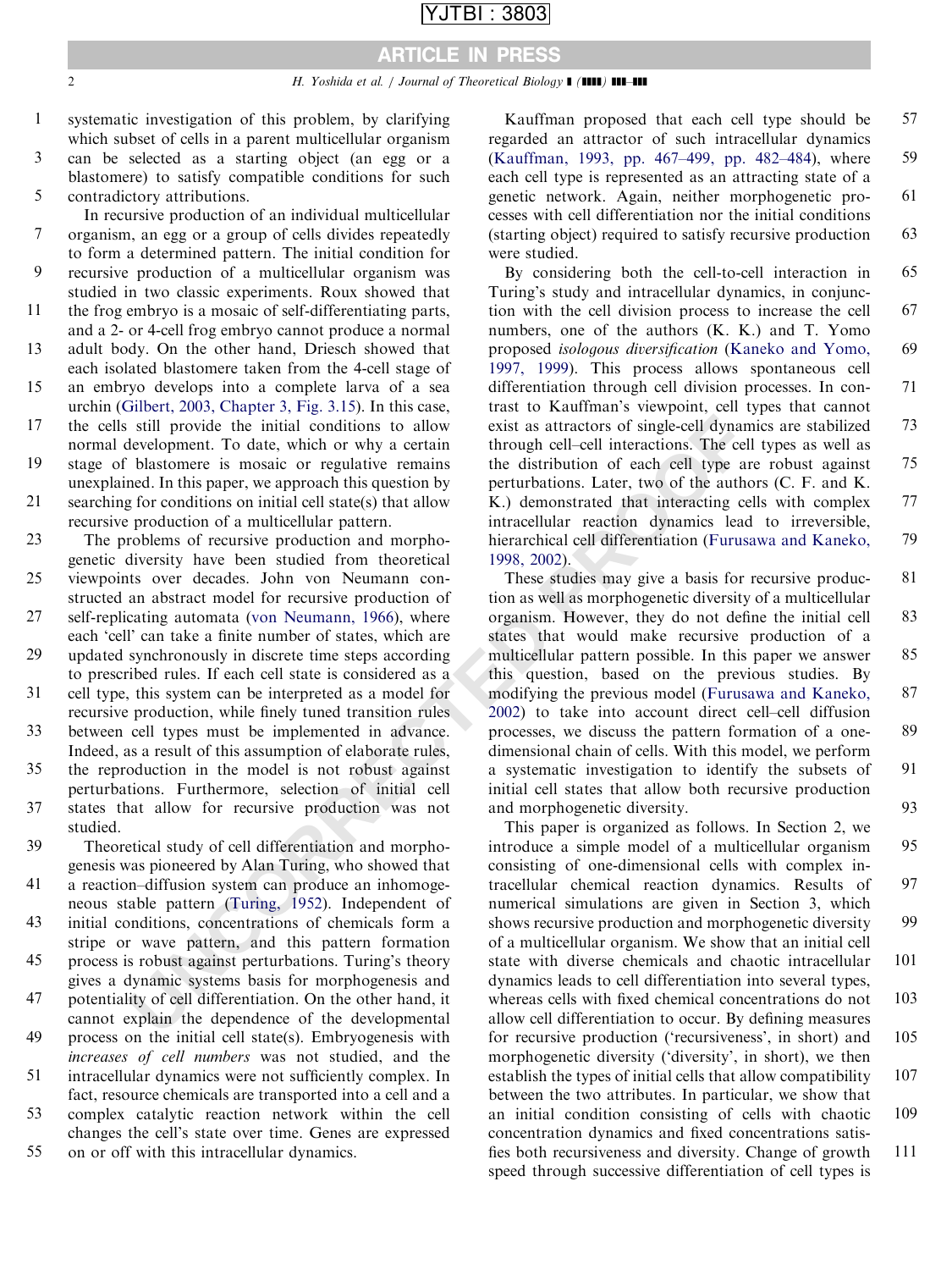systematic investigation of this problem, by clarifying which subset of cells in a parent multicellular organism can be selected as a starting object (an egg or a blastomere) to satisfy compatible conditions for such contradictory attributions.

In recursive production of an individual multicellular organism, an egg or a group of cells divides repeatedly to form a determined pattern. The initial condition for recursive production of a multicellular organism was studied in two classic experiments. Roux showed that the frog embryo is a mosaic of self-differentiating parts, and a 2- or 4-cell frog embryo cannot produce a normal adult body. On the other hand, Driesch showed that each isolated blastomere taken from the 4-cell stage of an embryo develops into a complete larva of a sea urchin (Gilbert, 2003, Chapter 3, Fig. 3.15). In this case, the cells still provide the initial conditions to allow normal development. To date, which or why a certain stage of blastomere is mosaic or regulative remains unexplained. In this paper, we approach this question by searching for conditions on initial cell state(s) that allow recursive production of a multicellular pattern.

The problems of recursive production and morphogenetic diversity have been studied from theoretical viewpoints over decades. John von Neumann constructed an abstract model for recursive production of self-replicating automata (von Neumann, 1966), where each 'cell' can take a finite number of states, which are updated synchronously in discrete time steps according to prescribed rules. If each cell state is considered as a cell type, this system can be interpreted as a model for recursive production, while finely tuned transition rules between cell types must be implemented in advance. Indeed, as a result of this assumption of elaborate rules, the reproduction in the model is not robust against perturbations. Furthermore, selection of initial cell states that allow for recursive production was not studied.

Theoretical study of cell differentiation and morphogenesis was pioneered by Alan Turing, who showed that a reaction–diffusion system can produce an inhomogeneous stable pattern (Turing, 1952). Independent of initial conditions, concentrations of chemicals form a stripe or wave pattern, and this pattern formation process is robust against perturbations. Turing's theory gives a dynamic systems basis for morphogenesis and potentiality of cell differentiation. On the other hand, it cannot explain the dependence of the developmental process on the initial cell state(s). Embryogenesis with *increases of cell numbers* was not studied, and the intracellular dynamics were not sufficiently complex. In fact, resource chemicals are transported into a cell and a complex catalytic reaction network within the cell changes the cell's state over time. Genes are expressed on or off with this intracellular dynamics.

Kauffman proposed that each cell type should be regarded an attractor of such intracellular dynamics (Kauffman, 1993, pp. 467–499, pp. 482–484), where each cell type is represented as an attracting state of a genetic network. Again, neither morphogenetic processes with cell differentiation nor the initial conditions (starting object) required to satisfy recursive production were studied.

By considering both the cell-to-cell interaction in Turing's study and intracellular dynamics, in conjunction with the cell division process to increase the cell numbers, one of the authors (K. K.) and T. Yomo proposed *isologous diversification* (Kaneko and Yomo, 1997, 1999). This process allows spontaneous cell differentiation through cell division processes. In contrast to Kauffman's viewpoint, cell types that cannot exist as attractors of single-cell dynamics are stabilized through cell–cell interactions. The cell types as well as the distribution of each cell type are robust against perturbations. Later, two of the authors (C. F. and K. K.) demonstrated that interacting cells with complex intracellular reaction dynamics lead to irreversible, hierarchical cell differentiation (Furusawa and Kaneko, 1998, 2002).

These studies may give a basis for recursive production as well as morphogenetic diversity of a multicellular organism. However, they do not define the initial cell states that would make recursive production of a multicellular pattern possible. In this paper we answer this question, based on the previous studies. By modifying the previous model (Furusawa and Kaneko, 2002) to take into account direct cell–cell diffusion processes, we discuss the pattern formation of a one-dimensional chain of cells. With this model, we perform a systematic investigation to identify the subsets of initial cell states that allow both recursive production and morphogenetic diversity.

This paper is organized as follows. In Section 2, we introduce a simple model of a multicellular organism consisting of one-dimensional cells with complex intracellular chemical reaction dynamics. Results of numerical simulations are given in Section 3, which shows recursive production and morphogenetic diversity of a multicellular organism. We show that an initial cell state with diverse chemicals and chaotic intracellular dynamics leads to cell differentiation into several types, whereas cells with fixed chemical concentrations do not allow cell differentiation to occur. By defining measures for recursive production ('recursiveness', in short) and morphogenetic diversity ('diversity', in short), we then establish the types of initial cells that allow compatibility between the two attributes. In particular, we show that an initial condition consisting of cells with chaotic concentration dynamics and fixed concentrations satisfies both recursiveness and diversity. Change of growth speed through successive differentiation of cell types is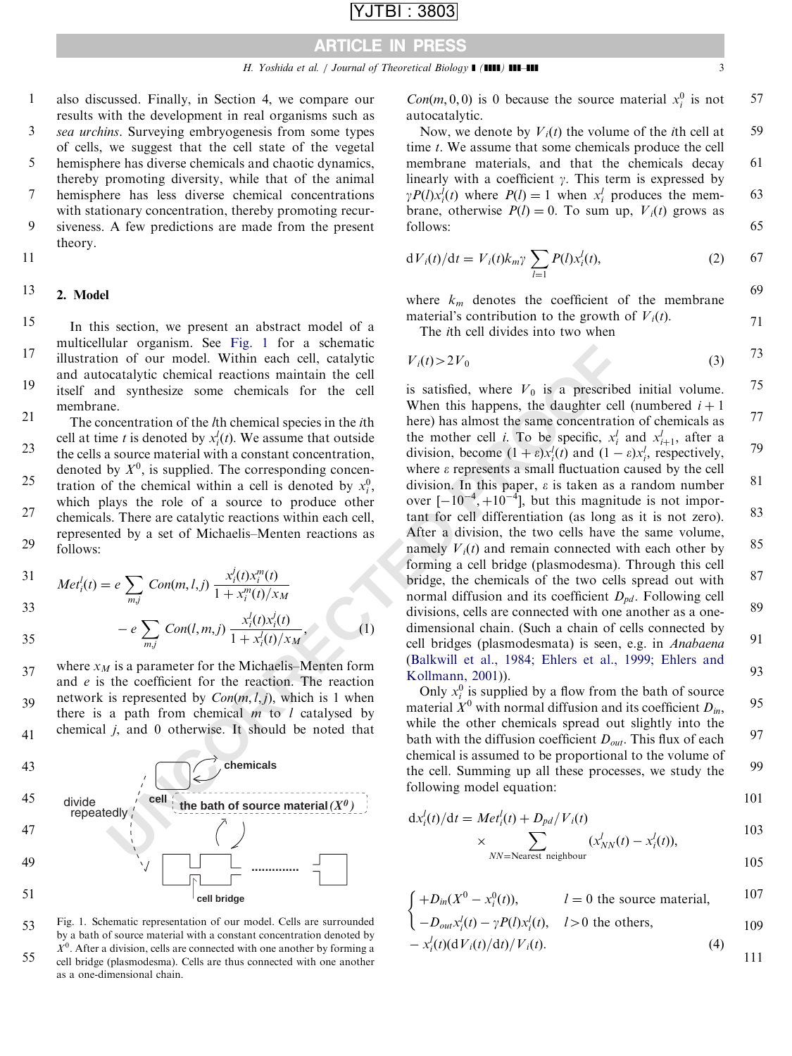also discussed. Finally, in Section 4, we compare our results with the development in real organisms such as *sea urchins*. Surveying embryogenesis from some types of cells, we suggest that the cell state of the vegetal hemisphere has diverse chemicals and chaotic dynamics, thereby promoting diversity, while that of the animal hemisphere has less diverse chemical concentrations with stationary concentration, thereby promoting recursiveness. A few predictions are made from the present theory.

## 2. Model

In this section, we present an abstract model of a multicellular organism. See Fig. 1 for a schematic illustration of our model. Within each cell, catalytic and autocatalytic chemical reactions maintain the cell itself and synthesize some chemicals for the cell membrane.

The concentration of the $l$th chemical species in the $i$th cell at time $t$ is denoted by $x_i^l(t)$. We assume that outside the cells a source material with a constant concentration, denoted by $X^0$, is supplied. The corresponding concentration of the chemical within a cell is denoted by $x_i^0$, which plays the role of a source to produce other chemicals. There are catalytic reactions within each cell, represented by a set of Michaelis–Menten reactions as follows:

$$Met_i^l(t) = e\sum_{m,j} Con(m,l,j)\,\frac{x_i^j(t)x_i^m(t)}{1+x_i^m(t)/x_M} - e\sum_{m,j} Con(l,m,j)\,\frac{x_i^l(t)x_i^j(t)}{1+x_i^l(t)/x_M}, \tag{1}$$

where $x_M$ is a parameter for the Michaelis–Menten form and $e$ is the coefficient for the reaction. The reaction network is represented by $Con(m,l,j)$, which is 1 when there is a path from chemical $m$ to $l$ catalysed by chemical $j$, and 0 otherwise. It should be noted that $Con(m,0,0)$ is 0 because the source material $x_i^0$ is not autocatalytic.

chemicals

divide repeatedly

cell

the bath of source material ($X^0$)

cell bridge

Fig. 1. Schematic representation of our model. Cells are surrounded by a bath of source material with a constant concentration denoted by $X^0$. After a division, cells are connected with one another by forming a cell bridge (plasmodesma). Cells are thus connected with one another as a one-dimensional chain.

Now, we denote by $V_i(t)$ the volume of the $i$th cell at time $t$. We assume that some chemicals produce the cell membrane materials, and that the chemicals decay linearly with a coefficient $\gamma$. This term is expressed by $\gamma P(l)x_i^l(t)$ where $P(l)=1$ when $x_i^l$ produces the membrane, otherwise $P(l)=0$. To sum up, $V_i(t)$ grows as follows:

$$dV_i(t)/dt = V_i(t)k_m\gamma\sum_{l=1} P(l)x_i^l(t), \tag{2}$$

where $k_m$ denotes the coefficient of the membrane material's contribution to the growth of $V_i(t)$.

The $i$th cell divides into two when

$$V_i(t) > 2V_0 \tag{3}$$

is satisfied, where $V_0$ is a prescribed initial volume. When this happens, the daughter cell (numbered $i+1$ here) has almost the same concentration of chemicals as the mother cell $i$. To be specific, $x_i^l$ and $x_{i+1}^l$, after a division, become $(1+\varepsilon)x_i^l(t)$ and $(1-\varepsilon)x_i^l$, respectively, where $\varepsilon$ represents a small fluctuation caused by the cell division. In this paper, $\varepsilon$ is taken as a random number over $[-10^{-4}, +10^{-4}]$, but this magnitude is not important for cell differentiation (as long as it is not zero). After a division, the two cells have the same volume, namely $V_i(t)$ and remain connected with each other by forming a cell bridge (plasmodesma). Through this cell bridge, the chemicals of the two cells spread out with normal diffusion and its coefficient $D_{pd}$. Following cell divisions, cells are connected with one another as a one-dimensional chain. (Such a chain of cells connected by cell bridges (plasmodesmata) is seen, e.g. in *Anabaena* (Balkwill et al., 1984; Ehlers et al., 1999; Ehlers and Kollmann, 2001)).

Only $x_i^0$ is supplied by a flow from the bath of source material $X^0$ with normal diffusion and its coefficient $D_{in}$, while the other chemicals spread out slightly into the bath with the diffusion coefficient $D_{out}$. This flux of each chemical is assumed to be proportional to the volume of the cell. Summing up all these processes, we study the following model equation:

$$dx_i^l(t)/dt = Met_i^l(t) + D_{pd}/V_i(t)\times\sum_{NN=\text{Nearest neighbour}}(x_{NN}^l(t)-x_i^l(t)),$$

$$\begin{cases} +D_{in}(X^0 - x_i^0(t)), & l=0 \text{ the source material,} \\ -D_{out}x_i^l(t) - \gamma P(l)x_i^l(t), & l>0 \text{ the others,} \end{cases}$$
$$-\,x_i^l(t)(dV_i(t)/dt)/V_i(t). \tag{4}$$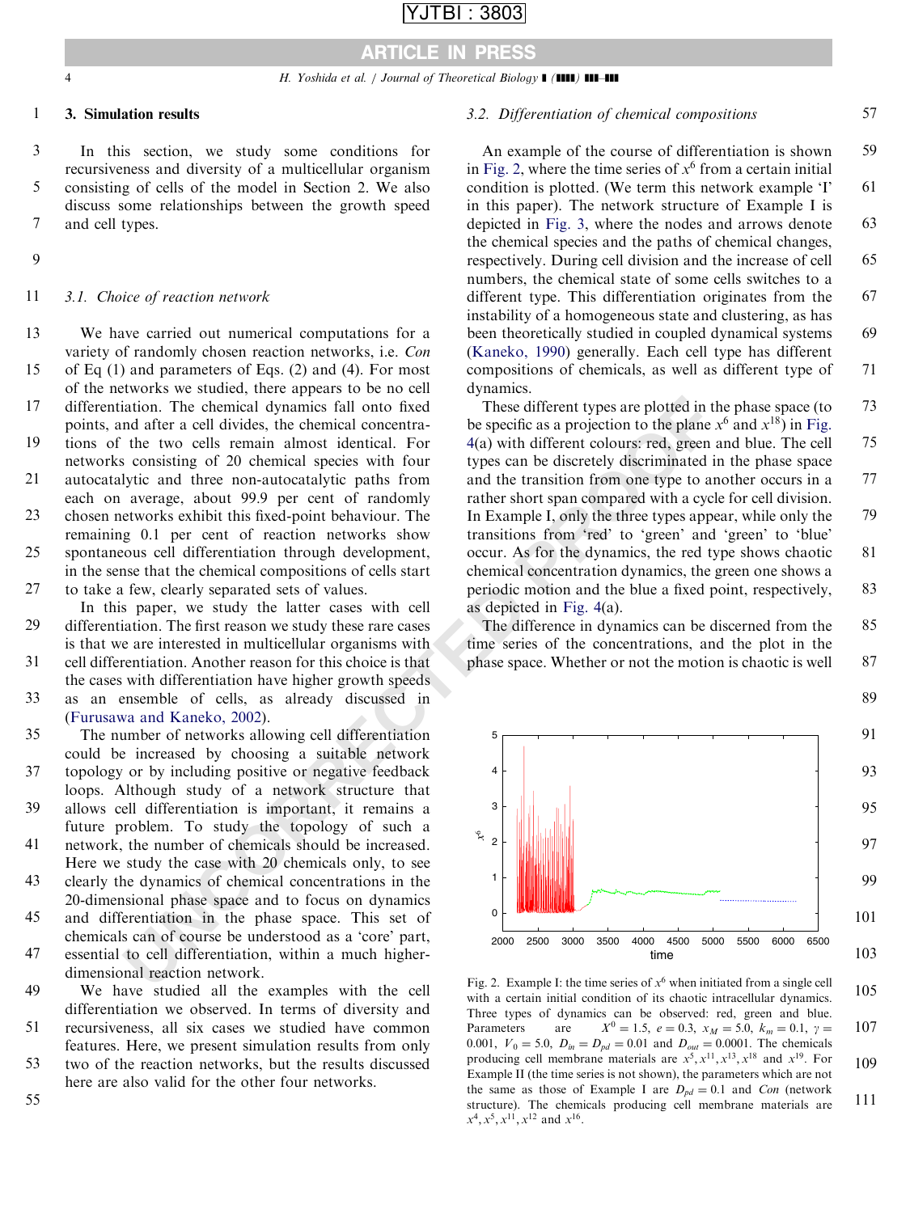## 3. Simulation results

In this section, we study some conditions for recursiveness and diversity of a multicellular organism consisting of cells of the model in Section 2. We also discuss some relationships between the growth speed and cell types.

### 3.1. Choice of reaction network

We have carried out numerical computations for a variety of randomly chosen reaction networks, i.e. *Con* of Eq (1) and parameters of Eqs. (2) and (4). For most of the networks we studied, there appears to be no cell differentiation. The chemical dynamics fall onto fixed points, and after a cell divides, the chemical concentrations of the two cells remain almost identical. For networks consisting of 20 chemical species with four autocatalytic and three non-autocatalytic paths from each on average, about 99.9 per cent of randomly chosen networks exhibit this fixed-point behaviour. The remaining 0.1 per cent of reaction networks show spontaneous cell differentiation through development, in the sense that the chemical compositions of cells start to take a few, clearly separated sets of values.

In this paper, we study the latter cases with cell differentiation. The first reason we study these rare cases is that we are interested in multicellular organisms with cell differentiation. Another reason for this choice is that the cases with differentiation have higher growth speeds as an ensemble of cells, as already discussed in (Furusawa and Kaneko, 2002).

The number of networks allowing cell differentiation could be increased by choosing a suitable network topology or by including positive or negative feedback loops. Although study of a network structure that allows cell differentiation is important, it remains a future problem. To study the topology of such a network, the number of chemicals should be increased. Here we study the case with 20 chemicals only, to see clearly the dynamics of chemical concentrations in the 20-dimensional phase space and to focus on dynamics and differentiation in the phase space. This set of chemicals can of course be understood as a 'core' part, essential to cell differentiation, within a much higher-dimensional reaction network.

We have studied all the examples with the cell differentiation we observed. In terms of diversity and recursiveness, all six cases we studied have common features. Here, we present simulation results from only two of the reaction networks, but the results discussed here are also valid for the other four networks.

### 3.2. Differentiation of chemical compositions

An example of the course of differentiation is shown in Fig. 2, where the time series of $x^6$ from a certain initial condition is plotted. (We term this network example 'I' in this paper). The network structure of Example I is depicted in Fig. 3, where the nodes and arrows denote the chemical species and the paths of chemical changes, respectively. During cell division and the increase of cell numbers, the chemical state of some cells switches to a different type. This differentiation originates from the instability of a homogeneous state and clustering, as has been theoretically studied in coupled dynamical systems (Kaneko, 1990) generally. Each cell type has different compositions of chemicals, as well as different type of dynamics.

These different types are plotted in the phase space (to be specific as a projection to the plane $x^6$ and $x^{18}$) in Fig. 4(a) with different colours: red, green and blue. The cell types can be discretely discriminated in the phase space and the transition from one type to another occurs in a rather short span compared with a cycle for cell division. In Example I, only the three types appear, while only the transitions from 'red' to 'green' and 'green' to 'blue' occur. As for the dynamics, the red type shows chaotic chemical concentration dynamics, the green one shows a periodic motion and the blue a fixed point, respectively, as depicted in Fig. 4(a).

The difference in dynamics can be discerned from the time series of the concentrations, and the plot in the phase space. Whether or not the motion is chaotic is well

5
4
3
2
1
0
$x^6$
2000 2500 3000 3500 4000 4500 5000 5500 6000 6500
time

Fig. 2. Example I: the time series of $x^6$ when initiated from a single cell with a certain initial condition of its chaotic intracellular dynamics. Three types of dynamics can be observed: red, green and blue. Parameters are $X^0 = 1.5$, $e = 0.3$, $x_M = 5.0$, $k_m = 0.1$, $\gamma = 0.001$, $V_0 = 5.0$, $D_{in} = D_{pd} = 0.01$ and $D_{out} = 0.0001$. The chemicals producing cell membrane materials are $x^5, x^{11}, x^{13}, x^{18}$ and $x^{19}$. For Example II (the time series is not shown), the parameters which are not the same as those of Example I are $D_{pd} = 0.1$ and *Con* (network structure). The chemicals producing cell membrane materials are $x^4, x^5, x^{11}, x^{12}$ and $x^{16}$.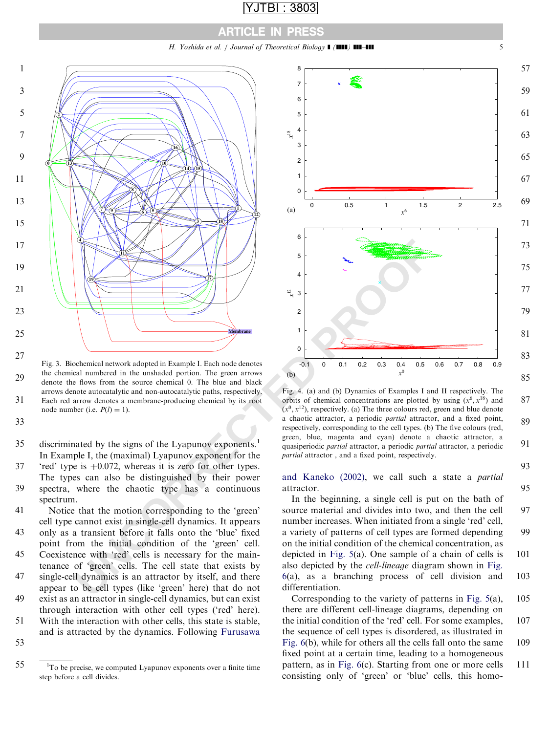Fig. 3. Biochemical network adopted in Example I. Each node denotes the chemical numbered in the unshaded portion. The green arrows denote the flows from the source chemical 0. The blue and black arrows denote autocatalytic and non-autocatalytic paths, respectively. Each red arrow denotes a membrane-producing chemical by its root node number (i.e. $P(l) = 1$).

Fig. 4. (a) and (b) Dynamics of Examples I and II respectively. The orbits of chemical concentrations are plotted by using $(x^6, x^{18})$ and $(x^0, x^{12})$, respectively. (a) The three colours red, green and blue denote a chaotic attractor, a periodic *partial* attractor, and a fixed point, respectively, corresponding to the cell types. (b) The five colours (red, green, blue, magenta and cyan) denote a chaotic attractor, a quasiperiodic *partial* attractor, a periodic *partial* attractor, a periodic *partial* attractor , and a fixed point, respectively.

discriminated by the signs of the Lyapunov exponents.[1] In Example I, the (maximal) Lyapunov exponent for the 'red' type is +0.072, whereas it is zero for other types. The types can also be distinguished by their power spectra, where the chaotic type has a continuous spectrum.

Notice that the motion corresponding to the 'green' cell type cannot exist in single-cell dynamics. It appears only as a transient before it falls onto the 'blue' fixed point from the initial condition of the 'green' cell. Coexistence with 'red' cells is necessary for the maintenance of 'green' cells. The cell state that exists by single-cell dynamics is an attractor by itself, and there appear to be cell types (like 'green' here) that do not exist as an attractor in single-cell dynamics, but can exist through interaction with other cell types ('red' here). With the interaction with other cells, this state is stable, and is attracted by the dynamics. Following Furusawa and Kaneko (2002), we call such a state a *partial* attractor.

In the beginning, a single cell is put on the bath of source material and divides into two, and then the cell number increases. When initiated from a single 'red' cell, a variety of patterns of cell types are formed depending on the initial condition of the chemical concentration, as depicted in Fig. 5(a). One sample of a chain of cells is also depicted by the *cell-lineage* diagram shown in Fig. 6(a), as a branching process of cell division and differentiation.

Corresponding to the variety of patterns in Fig. 5(a), there are different cell-lineage diagrams, depending on the initial condition of the 'red' cell. For some examples, the sequence of cell types is disordered, as illustrated in Fig. 6(b), while for others all the cells fall onto the same fixed point at a certain time, leading to a homogeneous pattern, as in Fig. 6(c). Starting from one or more cells consisting only of 'green' or 'blue' cells, this homo-

[1] To be precise, we computed Lyapunov exponents over a finite time step before a cell divides.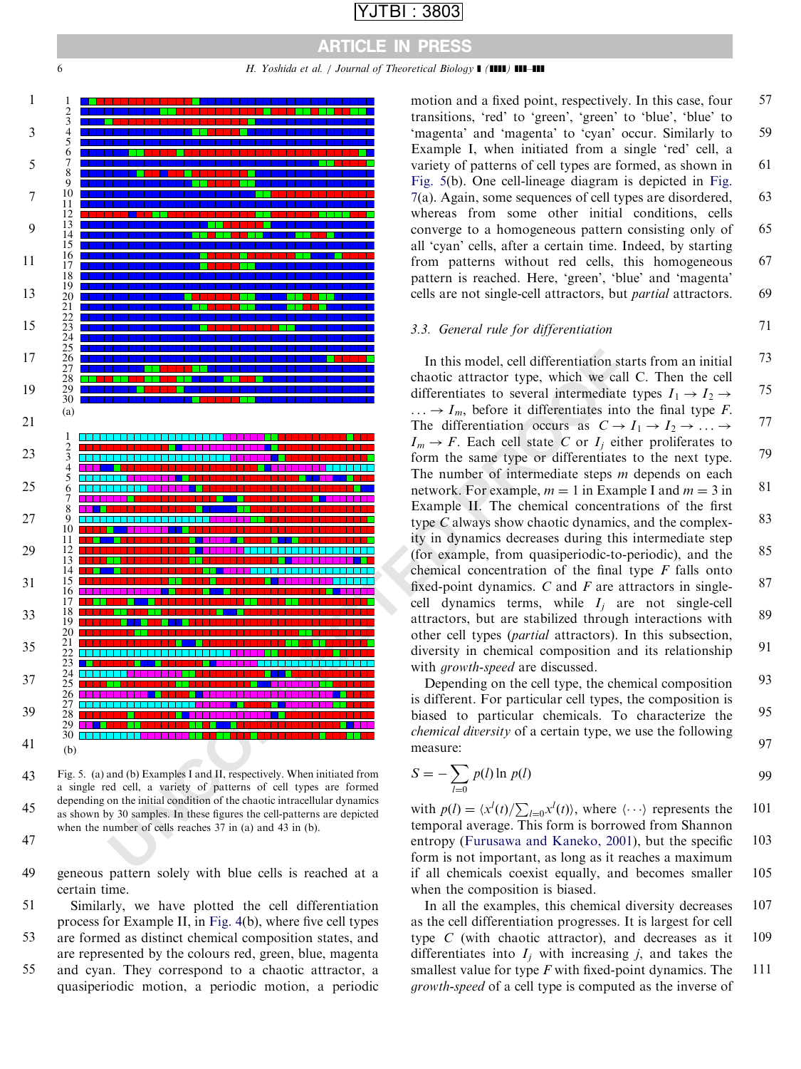Fig. 5. (a) and (b) Examples I and II, respectively. When initiated from a single red cell, a variety of patterns of cell types are formed depending on the initial condition of the chaotic intracellular dynamics as shown by 30 samples. In these figures the cell-patterns are depicted when the number of cells reaches 37 in (a) and 43 in (b).

geneous pattern solely with blue cells is reached at a certain time.

Similarly, we have plotted the cell differentiation process for Example II, in Fig. 4(b), where five cell types are formed as distinct chemical composition states, and are represented by the colours red, green, blue, magenta and cyan. They correspond to a chaotic attractor, a quasiperiodic motion, a periodic motion, a periodic motion and a fixed point, respectively. In this case, four transitions, 'red' to 'green', 'green' to 'blue', 'blue' to 'magenta' and 'magenta' to 'cyan' occur. Similarly to Example I, when initiated from a single 'red' cell, a variety of patterns of cell types are formed, as shown in Fig. 5(b). One cell-lineage diagram is depicted in Fig. 7(a). Again, some sequences of cell types are disordered, whereas from some other initial conditions, cells converge to a homogeneous pattern consisting only of all 'cyan' cells, after a certain time. Indeed, by starting from patterns without red cells, this homogeneous pattern is reached. Here, 'green', 'blue' and 'magenta' cells are not single-cell attractors, but *partial* attractors.

### 3.3. General rule for differentiation

In this model, cell differentiation starts from an initial chaotic attractor type, which we call C. Then the cell differentiates to several intermediate types $I_1 \rightarrow I_2 \rightarrow \ldots \rightarrow I_m$, before it differentiates into the final type $F$. The differentiation occurs as $C \rightarrow I_1 \rightarrow I_2 \rightarrow \ldots \rightarrow I_m \rightarrow F$. Each cell state $C$ or $I_j$ either proliferates to form the same type or differentiates to the next type. The number of intermediate steps $m$ depends on each network. For example, $m = 1$ in Example I and $m = 3$ in Example II. The chemical concentrations of the first type $C$ always show chaotic dynamics, and the complexity in dynamics decreases during this intermediate step (for example, from quasiperiodic-to-periodic), and the chemical concentration of the final type $F$ falls onto fixed-point dynamics. $C$ and $F$ are attractors in single-cell dynamics terms, while $I_j$ are not single-cell attractors, but are stabilized through interactions with other cell types (*partial* attractors). In this subsection, diversity in chemical composition and its relationship with *growth-speed* are discussed.

Depending on the cell type, the chemical composition is different. For particular cell types, the composition is biased to particular chemicals. To characterize the *chemical diversity* of a certain type, we use the following measure:

$$S = -\sum_{l=0} p(l) \ln p(l)$$

with $p(l) = \langle x^l(t) / \sum_{l=0} x^l(t) \rangle$, where $\langle \cdots \rangle$ represents the temporal average. This form is borrowed from Shannon entropy (Furusawa and Kaneko, 2001), but the specific form is not important, as long as it reaches a maximum if all chemicals coexist equally, and becomes smaller when the composition is biased.

In all the examples, this chemical diversity decreases as the cell differentiation progresses. It is largest for cell type $C$ (with chaotic attractor), and decreases as it differentiates into $I_j$ with increasing $j$, and takes the smallest value for type $F$ with fixed-point dynamics. The *growth-speed* of a cell type is computed as the inverse of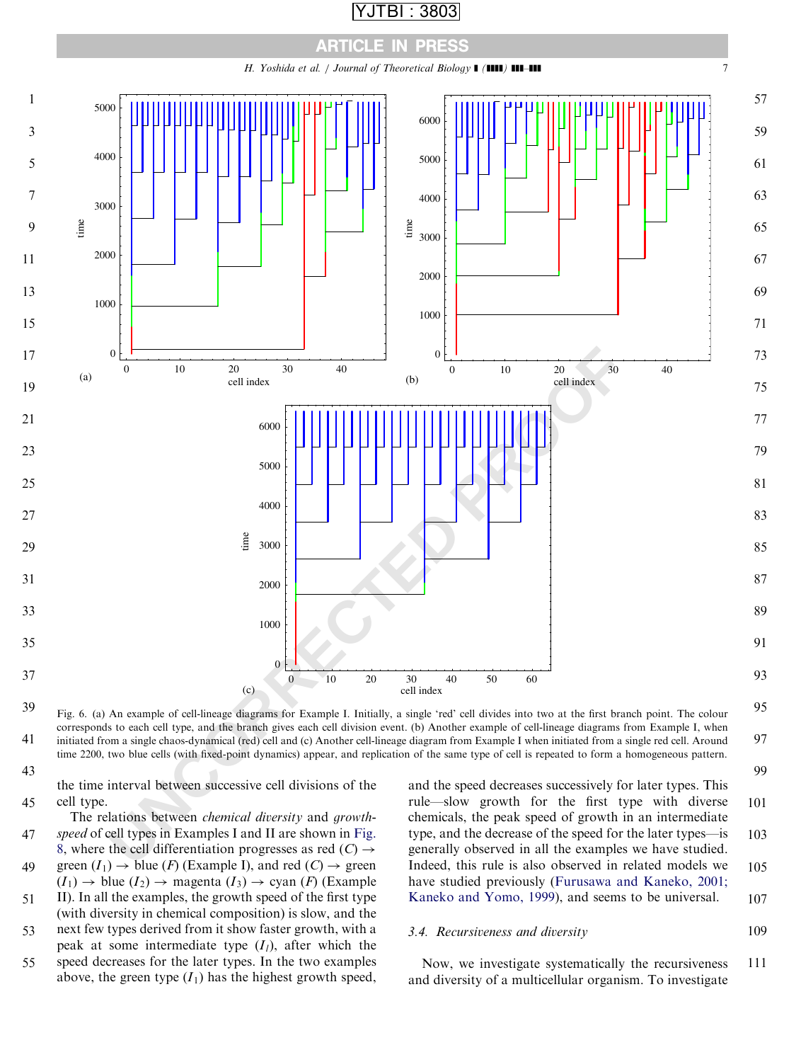(a)

time

5000

4000

3000

2000

1000

0

0 10 20 30 40

cell index

(b)

time

6000

5000

4000

3000

2000

1000

0

0 10 20 30 40

cell index

(c)

time

6000

5000

4000

3000

2000

1000

0

0 10 20 30 40 50 60

cell index

Fig. 6. (a) An example of cell-lineage diagrams for Example I. Initially, a single 'red' cell divides into two at the first branch point. The colour corresponds to each cell type, and the branch gives each cell division event. (b) Another example of cell-lineage diagrams from Example I, when initiated from a single chaos-dynamical (red) cell and (c) Another cell-lineage diagram from Example I when initiated from a single red cell. Around time 2200, two blue cells (with fixed-point dynamics) appear, and replication of the same type of cell is repeated to form a homogeneous pattern.

the time interval between successive cell divisions of the cell type.

The relations between *chemical diversity* and *growth-speed* of cell types in Examples I and II are shown in Fig. 8, where the cell differentiation progresses as red ($C$) → green ($I_1$) → blue ($F$) (Example I), and red ($C$) → green ($I_1$) → blue ($I_2$) → magenta ($I_3$) → cyan ($F$) (Example II). In all the examples, the growth speed of the first type (with diversity in chemical composition) is slow, and the next few types derived from it show faster growth, with a peak at some intermediate type ($I_l$), after which the speed decreases for the later types. In the two examples above, the green type ($I_1$) has the highest growth speed, and the speed decreases successively for later types. This rule—slow growth for the first type with diverse chemicals, the peak speed of growth in an intermediate type, and the decrease of the speed for the later types—is generally observed in all the examples we have studied. Indeed, this rule is also observed in related models we have studied previously (Furusawa and Kaneko, 2001; Kaneko and Yomo, 1999), and seems to be universal.

### 3.4. Recursiveness and diversity

Now, we investigate systematically the recursiveness and diversity of a multicellular organism. To investigate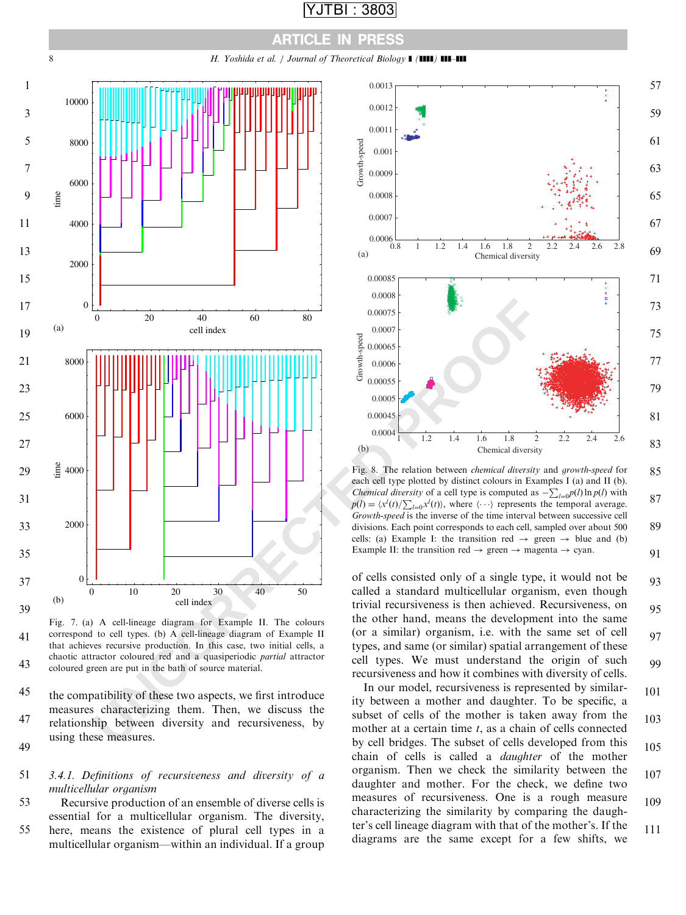Fig. 7. (a) A cell-lineage diagram for Example II. The colours correspond to cell types. (b) A cell-lineage diagram of Example II that achieves recursive production. In this case, two initial cells, a chaotic attractor coloured red and a quasiperiodic *partial* attractor coloured green are put in the bath of source material.

Fig. 8. The relation between *chemical diversity* and *growth-speed* for each cell type plotted by distinct colours in Examples I (a) and II (b). *Chemical diversity* of a cell type is computed as $-\sum_{l=0} p(l) \ln p(l)$ with $p(l) = \langle x^l(t) / \sum_{l=0} x^l(t) \rangle$, where $\langle \cdots \rangle$ represents the temporal average. *Growth-speed* is the inverse of the time interval between successive cell divisions. Each point corresponds to each cell, sampled over about 500 cells: (a) Example I: the transition red → green → blue and (b) Example II: the transition red → green → magenta → cyan.

the compatibility of these two aspects, we first introduce measures characterizing them. Then, we discuss the relationship between diversity and recursiveness, by using these measures.

### 3.4.1. Definitions of recursiveness and diversity of a multicellular organism

Recursive production of an ensemble of diverse cells is essential for a multicellular organism. The diversity, here, means the existence of plural cell types in a multicellular organism—within an individual. If a group of cells consisted only of a single type, it would not be called a standard multicellular organism, even though trivial recursiveness is then achieved. Recursiveness, on the other hand, means the development into the same (or a similar) organism, i.e. with the same set of cell types, and same (or similar) spatial arrangement of these cell types. We must understand the origin of such recursiveness and how it combines with diversity of cells.

In our model, recursiveness is represented by similarity between a mother and daughter. To be specific, a subset of cells of the mother is taken away from the mother at a certain time $t$, as a chain of cells connected by cell bridges. The subset of cells developed from this chain of cells is called a *daughter* of the mother organism. Then we check the similarity between the daughter and mother. For the check, we define two measures of recursiveness. One is a rough measure characterizing the similarity by comparing the daughter's cell lineage diagram with that of the mother's. If the diagrams are the same except for a few shifts, we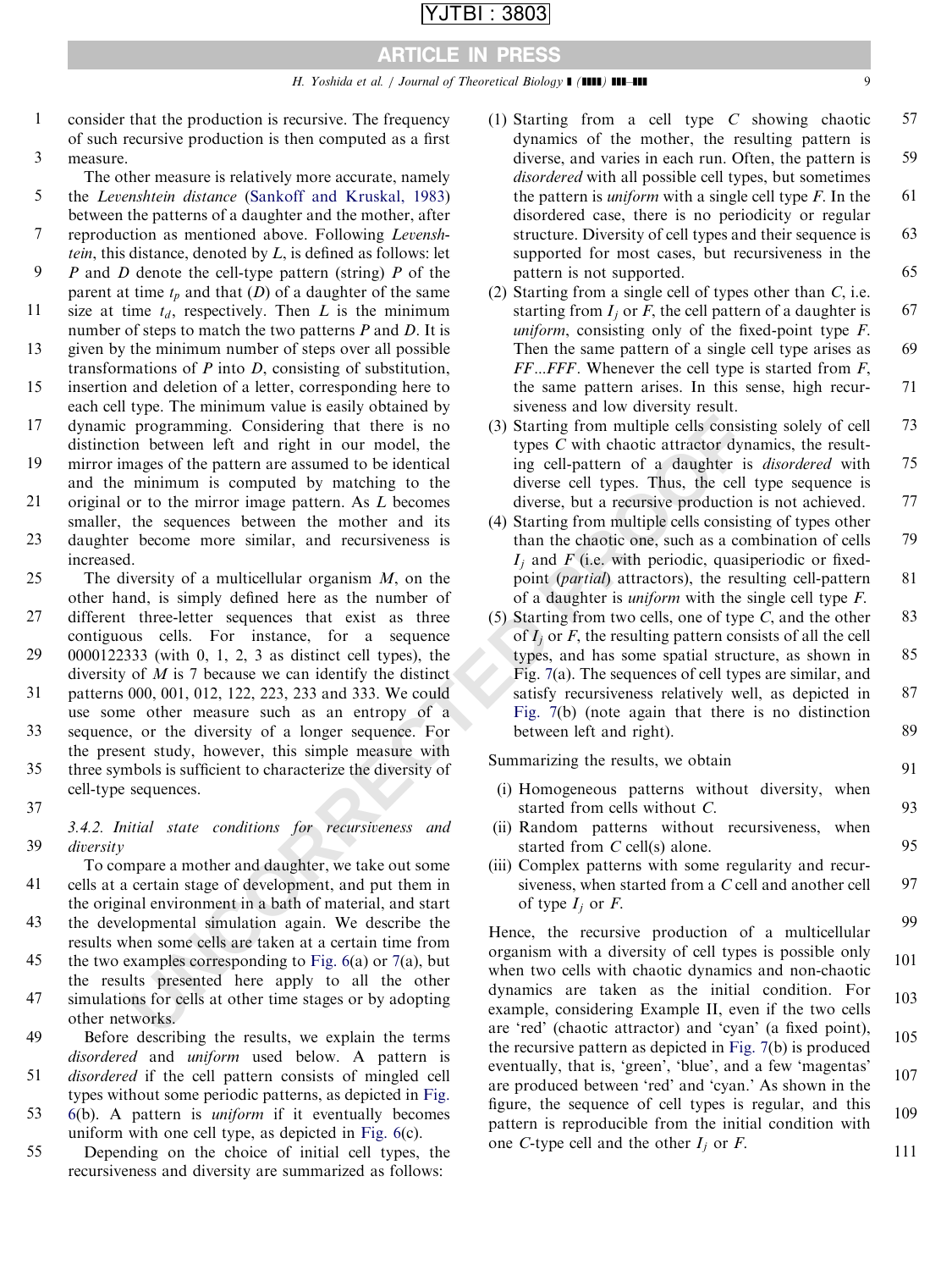consider that the production is recursive. The frequency of such recursive production is then computed as a first measure.

The other measure is relatively more accurate, namely the *Levenshtein distance* (Sankoff and Kruskal, 1983) between the patterns of a daughter and the mother, after reproduction as mentioned above. Following *Levenshtein*, this distance, denoted by $L$, is defined as follows: let $P$ and $D$ denote the cell-type pattern (string) $P$ of the parent at time $t_p$ and that ($D$) of a daughter of the same size at time $t_d$, respectively. Then $L$ is the minimum number of steps to match the two patterns $P$ and $D$. It is given by the minimum number of steps over all possible transformations of $P$ into $D$, consisting of substitution, insertion and deletion of a letter, corresponding here to each cell type. The minimum value is easily obtained by dynamic programming. Considering that there is no distinction between left and right in our model, the mirror images of the pattern are assumed to be identical and the minimum is computed by matching to the original or to the mirror image pattern. As $L$ becomes smaller, the sequences between the mother and its daughter become more similar, and recursiveness is increased.

The diversity of a multicellular organism $M$, on the other hand, is simply defined here as the number of different three-letter sequences that exist as three contiguous cells. For instance, for a sequence 0000122333 (with 0, 1, 2, 3 as distinct cell types), the diversity of $M$ is 7 because we can identify the distinct patterns 000, 001, 012, 122, 223, 233 and 333. We could use some other measure such as an entropy of a sequence, or the diversity of a longer sequence. For the present study, however, this simple measure with three symbols is sufficient to characterize the diversity of cell-type sequences.

### 3.4.2. Initial state conditions for recursiveness and diversity

To compare a mother and daughter, we take out some cells at a certain stage of development, and put them in the original environment in a bath of material, and start the developmental simulation again. We describe the results when some cells are taken at a certain time from the two examples corresponding to Fig. 6(a) or 7(a), but the results presented here apply to all the other simulations for cells at other time stages or by adopting other networks.

Before describing the results, we explain the terms *disordered* and *uniform* used below. A pattern is *disordered* if the cell pattern consists of mingled cell types without some periodic patterns, as depicted in Fig. 6(b). A pattern is *uniform* if it eventually becomes uniform with one cell type, as depicted in Fig. 6(c).

Depending on the choice of initial cell types, the recursiveness and diversity are summarized as follows:

(1) Starting from a cell type $C$ showing chaotic dynamics of the mother, the resulting pattern is diverse, and varies in each run. Often, the pattern is *disordered* with all possible cell types, but sometimes the pattern is *uniform* with a single cell type $F$. In the disordered case, there is no periodicity or regular structure. Diversity of cell types and their sequence is supported for most cases, but recursiveness in the pattern is not supported.
(2) Starting from a single cell of types other than $C$, i.e. starting from $I_j$ or $F$, the cell pattern of a daughter is *uniform*, consisting only of the fixed-point type $F$. Then the same pattern of a single cell type arises as $FF...FFF$. Whenever the cell type is started from $F$, the same pattern arises. In this sense, high recursiveness and low diversity result.
(3) Starting from multiple cells consisting solely of cell types $C$ with chaotic attractor dynamics, the resulting cell-pattern of a daughter is *disordered* with diverse cell types. Thus, the cell type sequence is diverse, but a recursive production is not achieved.
(4) Starting from multiple cells consisting of types other than the chaotic one, such as a combination of cells $I_j$ and $F$ (i.e. with periodic, quasiperiodic or fixed-point (*partial*) attractors), the resulting cell-pattern of a daughter is *uniform* with the single cell type $F$.
(5) Starting from two cells, one of type $C$, and the other of $I_j$ or $F$, the resulting pattern consists of all the cell types, and has some spatial structure, as shown in Fig. 7(a). The sequences of cell types are similar, and satisfy recursiveness relatively well, as depicted in Fig. 7(b) (note again that there is no distinction between left and right).

Summarizing the results, we obtain

(i) Homogeneous patterns without diversity, when started from cells without $C$.
(ii) Random patterns without recursiveness, when started from $C$ cell(s) alone.
(iii) Complex patterns with some regularity and recursiveness, when started from a $C$ cell and another cell of type $I_j$ or $F$.

Hence, the recursive production of a multicellular organism with a diversity of cell types is possible only when two cells with chaotic dynamics and non-chaotic dynamics are taken as the initial condition. For example, considering Example II, even if the two cells are 'red' (chaotic attractor) and 'cyan' (a fixed point), the recursive pattern as depicted in Fig. 7(b) is produced eventually, that is, 'green', 'blue', and a few 'magentas' are produced between 'red' and 'cyan.' As shown in the figure, the sequence of cell types is regular, and this pattern is reproducible from the initial condition with one $C$-type cell and the other $I_j$ or $F$.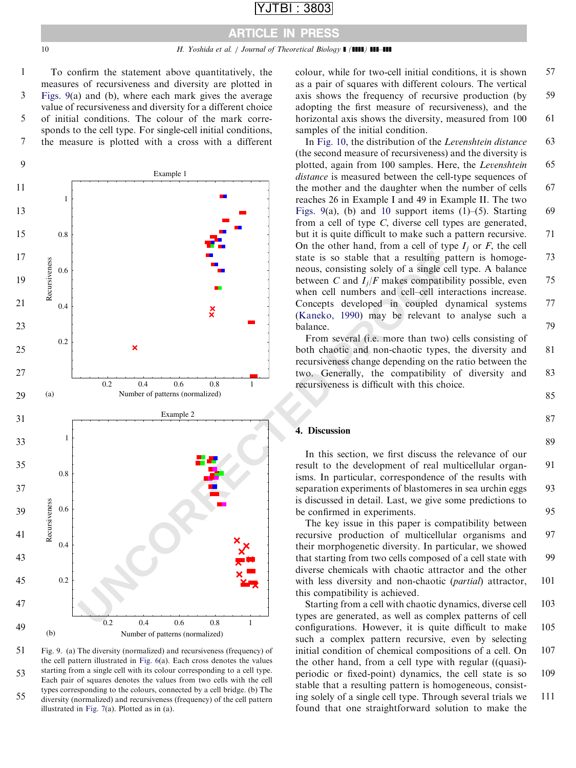To confirm the statement above quantitatively, the measures of recursiveness and diversity are plotted in Figs. 9(a) and (b), where each mark gives the average value of recursiveness and diversity for a different choice of initial conditions. The colour of the mark corresponds to the cell type. For single-cell initial conditions, the measure is plotted with a cross with a different colour, while for two-cell initial conditions, it is shown as a pair of squares with different colours. The vertical axis shows the frequency of recursive production (by adopting the first measure of recursiveness), and the horizontal axis shows the diversity, measured from 100 samples of the initial condition.

Example 1

Recursiveness

1
0.8
0.6
0.4
0.2

0.2 0.4 0.6 0.8 1

(a) Number of patterns (normalized)

Example 2

Recursiveness

1
0.8
0.6
0.4
0.2

0.2 0.4 0.6 0.8 1

(b) Number of patterns (normalized)

Fig. 9. (a) The diversity (normalized) and recursiveness (frequency) of the cell pattern illustrated in Fig. 6(a). Each cross denotes the values starting from a single cell with its colour corresponding to a cell type. Each pair of squares denotes the values from two cells with the cell types corresponding to the colours, connected by a cell bridge. (b) The diversity (normalized) and recursiveness (frequency) of the cell pattern illustrated in Fig. 7(a). Plotted as in (a).

In Fig. 10, the distribution of the *Levenshtein distance* (the second measure of recursiveness) and the diversity is plotted, again from 100 samples. Here, the *Levenshtein distance* is measured between the cell-type sequences of the mother and the daughter when the number of cells reaches 26 in Example I and 49 in Example II. The two Figs. 9(a), (b) and 10 support items (1)–(5). Starting from a cell of type $C$, diverse cell types are generated, but it is quite difficult to make such a pattern recursive. On the other hand, from a cell of type $I_j$ or $F$, the cell state is so stable that a resulting pattern is homogeneous, consisting solely of a single cell type. A balance between $C$ and $I_j/F$ makes compatibility possible, even when cell numbers and cell–cell interactions increase. Concepts developed in coupled dynamical systems (Kaneko, 1990) may be relevant to analyse such a balance.

From several (i.e. more than two) cells consisting of both chaotic and non-chaotic types, the diversity and recursiveness change depending on the ratio between the two. Generally, the compatibility of diversity and recursiveness is difficult with this choice.

## 4. Discussion

In this section, we first discuss the relevance of our result to the development of real multicellular organisms. In particular, correspondence of the results with separation experiments of blastomeres in sea urchin eggs is discussed in detail. Last, we give some predictions to be confirmed in experiments.

The key issue in this paper is compatibility between recursive production of multicellular organisms and their morphogenetic diversity. In particular, we showed that starting from two cells composed of a cell state with diverse chemicals with chaotic attractor and the other with less diversity and non-chaotic (*partial*) attractor, this compatibility is achieved.

Starting from a cell with chaotic dynamics, diverse cell types are generated, as well as complex patterns of cell configurations. However, it is quite difficult to make such a complex pattern recursive, even by selecting initial condition of chemical compositions of a cell. On the other hand, from a cell type with regular ((quasi)-periodic or fixed-point) dynamics, the cell state is so stable that a resulting pattern is homogeneous, consisting solely of a single cell type. Through several trials we found that one straightforward solution to make the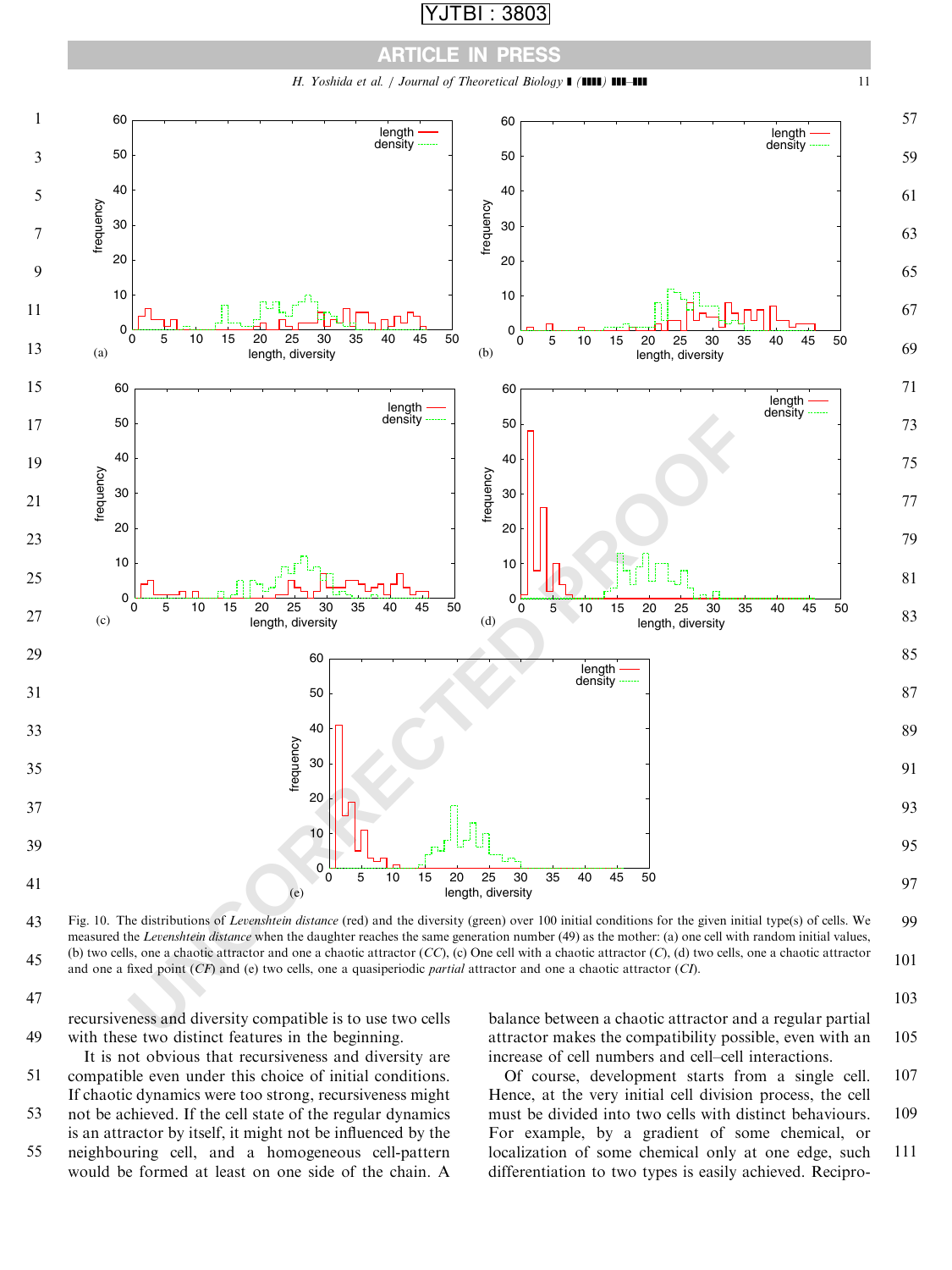60
50
40
30
20
10
0
frequency
0 5 10 15 20 25 30 35 40 45 50
length, diversity
length
density
(a)

60
50
40
30
20
10
0
frequency
0 5 10 15 20 25 30 35 40 45 50
length, diversity
length
density
(b)

60
50
40
30
20
10
0
frequency
0 5 10 15 20 25 30 35 40 45 50
length, diversity
length
density
(c)

60
50
40
30
20
10
0
frequency
0 5 10 15 20 25 30 35 40 45 50
length, diversity
length
density
(d)

60
50
40
30
20
10
0
frequency
0 5 10 15 20 25 30 35 40 45 50
length, diversity
length
density
(e)

Fig. 10. The distributions of *Levenshtein distance* (red) and the diversity (green) over 100 initial conditions for the given initial type(s) of cells. We measured the *Levenshtein distance* when the daughter reaches the same generation number (49) as the mother: (a) one cell with random initial values, (b) two cells, one a chaotic attractor and one a chaotic attractor (*CC*), (c) One cell with a chaotic attractor (*C*), (d) two cells, one a chaotic attractor and one a fixed point (*CF*) and (e) two cells, one a quasiperiodic *partial* attractor and one a chaotic attractor (*CI*).

recursiveness and diversity compatible is to use two cells with these two distinct features in the beginning.

It is not obvious that recursiveness and diversity are compatible even under this choice of initial conditions. If chaotic dynamics were too strong, recursiveness might not be achieved. If the cell state of the regular dynamics is an attractor by itself, it might not be influenced by the neighbouring cell, and a homogeneous cell-pattern would be formed at least on one side of the chain. A balance between a chaotic attractor and a regular partial attractor makes the compatibility possible, even with an increase of cell numbers and cell–cell interactions.

Of course, development starts from a single cell. Hence, at the very initial cell division process, the cell must be divided into two cells with distinct behaviours. For example, by a gradient of some chemical, or localization of some chemical only at one edge, such differentiation to two types is easily achieved. Recipro-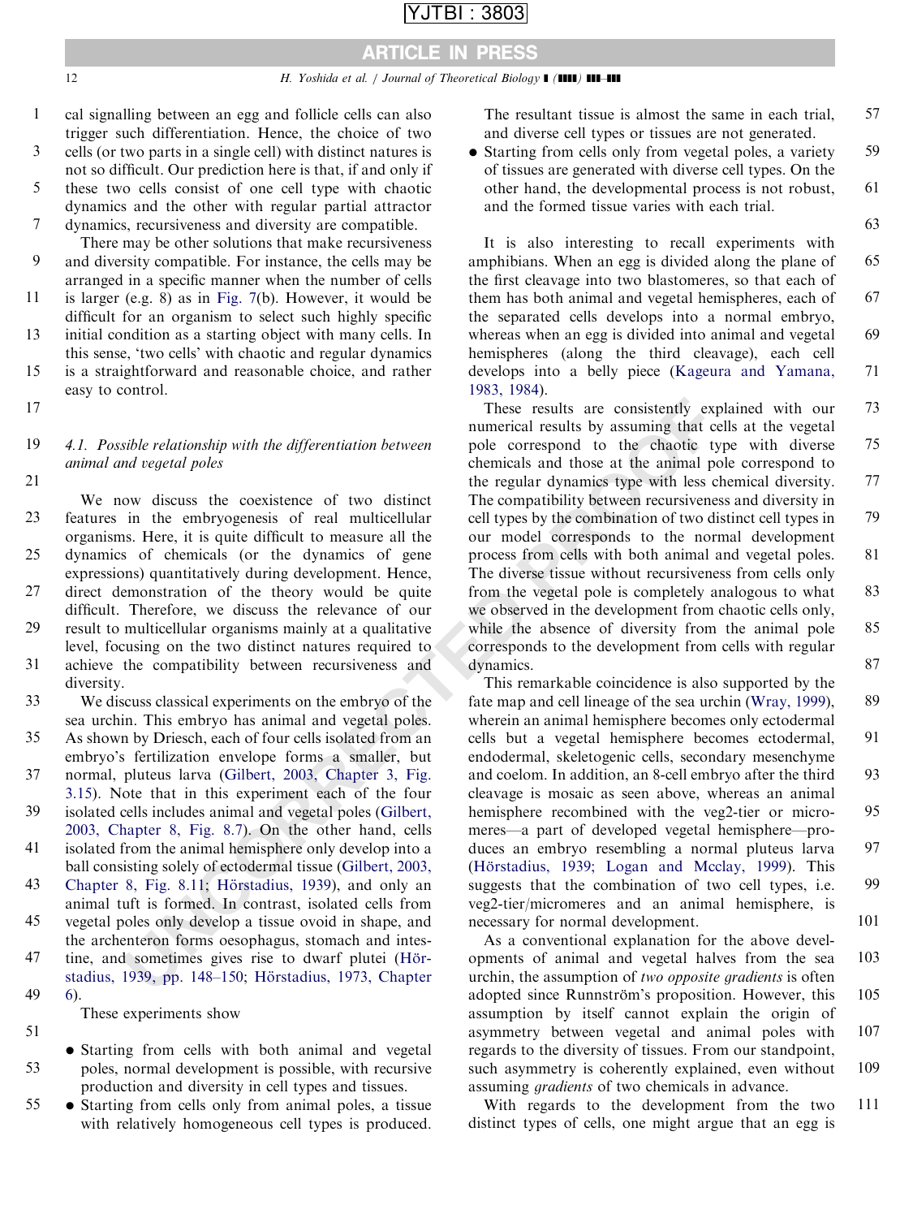cal signalling between an egg and follicle cells can also trigger such differentiation. Hence, the choice of two cells (or two parts in a single cell) with distinct natures is not so difficult. Our prediction here is that, if and only if these two cells consist of one cell type with chaotic dynamics and the other with regular partial attractor dynamics, recursiveness and diversity are compatible.

There may be other solutions that make recursiveness and diversity compatible. For instance, the cells may be arranged in a specific manner when the number of cells is larger (e.g. 8) as in Fig. 7(b). However, it would be difficult for an organism to select such highly specific initial condition as a starting object with many cells. In this sense, 'two cells' with chaotic and regular dynamics is a straightforward and reasonable choice, and rather easy to control.

### 4.1. Possible relationship with the differentiation between animal and vegetal poles

We now discuss the coexistence of two distinct features in the embryogenesis of real multicellular organisms. Here, it is quite difficult to measure all the dynamics of chemicals (or the dynamics of gene expressions) quantitatively during development. Hence, direct demonstration of the theory would be quite difficult. Therefore, we discuss the relevance of our result to multicellular organisms mainly at a qualitative level, focusing on the two distinct natures required to achieve the compatibility between recursiveness and diversity.

We discuss classical experiments on the embryo of the sea urchin. This embryo has animal and vegetal poles. As shown by Driesch, each of four cells isolated from an embryo's fertilization envelope forms a smaller, but normal, pluteus larva (Gilbert, 2003, Chapter 3, Fig. 3.15). Note that in this experiment each of the four isolated cells includes animal and vegetal poles (Gilbert, 2003, Chapter 8, Fig. 8.7). On the other hand, cells isolated from the animal hemisphere only develop into a ball consisting solely of ectodermal tissue (Gilbert, 2003, Chapter 8, Fig. 8.11; Hörstadius, 1939), and only an animal tuft is formed. In contrast, isolated cells from vegetal poles only develop a tissue ovoid in shape, and the archenteron forms oesophagus, stomach and intestine, and sometimes gives rise to dwarf plutei (Hörstadius, 1939, pp. 148–150; Hörstadius, 1973, Chapter 6).

These experiments show

- Starting from cells with both animal and vegetal poles, normal development is possible, with recursive production and diversity in cell types and tissues.
- Starting from cells only from animal poles, a tissue with relatively homogeneous cell types is produced. The resultant tissue is almost the same in each trial, and diverse cell types or tissues are not generated.
- Starting from cells only from vegetal poles, a variety of tissues are generated with diverse cell types. On the other hand, the developmental process is not robust, and the formed tissue varies with each trial.

It is also interesting to recall experiments with amphibians. When an egg is divided along the plane of the first cleavage into two blastomeres, so that each of them has both animal and vegetal hemispheres, each of the separated cells develops into a normal embryo, whereas when an egg is divided into animal and vegetal hemispheres (along the third cleavage), each cell develops into a belly piece (Kageura and Yamana, 1983, 1984).

These results are consistently explained with our numerical results by assuming that cells at the vegetal pole correspond to the chaotic type with diverse chemicals and those at the animal pole correspond to the regular dynamics type with less chemical diversity. The compatibility between recursiveness and diversity in cell types by the combination of two distinct cell types in our model corresponds to the normal development process from cells with both animal and vegetal poles. The diverse tissue without recursiveness from cells only from the vegetal pole is completely analogous to what we observed in the development from chaotic cells only, while the absence of diversity from the animal pole corresponds to the development from cells with regular dynamics.

This remarkable coincidence is also supported by the fate map and cell lineage of the sea urchin (Wray, 1999), wherein an animal hemisphere becomes only ectodermal cells but a vegetal hemisphere becomes ectodermal, endodermal, skeletogenic cells, secondary mesenchyme and coelom. In addition, an 8-cell embryo after the third cleavage is mosaic as seen above, whereas an animal hemisphere recombined with the veg2-tier or micromeres—a part of developed vegetal hemisphere—produces an embryo resembling a normal pluteus larva (Hörstadius, 1939; Logan and Mcclay, 1999). This suggests that the combination of two cell types, i.e. veg2-tier/micromeres and an animal hemisphere, is necessary for normal development.

As a conventional explanation for the above developments of animal and vegetal halves from the sea urchin, the assumption of *two opposite gradients* is often adopted since Runnström's proposition. However, this assumption by itself cannot explain the origin of asymmetry between vegetal and animal poles with regards to the diversity of tissues. From our standpoint, such asymmetry is coherently explained, even without assuming *gradients* of two chemicals in advance.

With regards to the development from the two distinct types of cells, one might argue that an egg is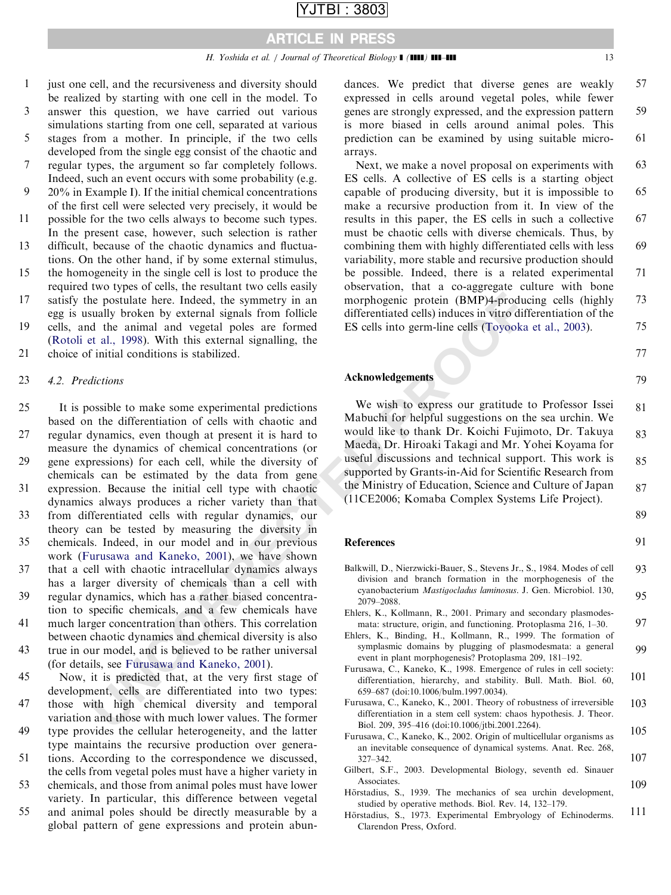just one cell, and the recursiveness and diversity should be realized by starting with one cell in the model. To answer this question, we have carried out various simulations starting from one cell, separated at various stages from a mother. In principle, if the two cells developed from the single egg consist of the chaotic and regular types, the argument so far completely follows. Indeed, such an event occurs with some probability (e.g. 20% in Example I). If the initial chemical concentrations of the first cell were selected very precisely, it would be possible for the two cells always to become such types. In the present case, however, such selection is rather difficult, because of the chaotic dynamics and fluctuations. On the other hand, if by some external stimulus, the homogeneity in the single cell is lost to produce the required two types of cells, the resultant two cells easily satisfy the postulate here. Indeed, the symmetry in an egg is usually broken by external signals from follicle cells, and the animal and vegetal poles are formed (Rotoli et al., 1998). With this external signalling, the choice of initial conditions is stabilized.

### 4.2. Predictions

It is possible to make some experimental predictions based on the differentiation of cells with chaotic and regular dynamics, even though at present it is hard to measure the dynamics of chemical concentrations (or gene expressions) for each cell, while the diversity of chemicals can be estimated by the data from gene expression. Because the initial cell type with chaotic dynamics always produces a richer variety than that from differentiated cells with regular dynamics, our theory can be tested by measuring the diversity in chemicals. Indeed, in our model and in our previous work (Furusawa and Kaneko, 2001), we have shown that a cell with chaotic intracellular dynamics always has a larger diversity of chemicals than a cell with regular dynamics, which has a rather biased concentration to specific chemicals, and a few chemicals have much larger concentration than others. This correlation between chaotic dynamics and chemical diversity is also true in our model, and is believed to be rather universal (for details, see Furusawa and Kaneko, 2001).

Now, it is predicted that, at the very first stage of development, cells are differentiated into two types: those with high chemical diversity and temporal variation and those with much lower values. The former type provides the cellular heterogeneity, and the latter type maintains the recursive production over generations. According to the correspondence we discussed, the cells from vegetal poles must have a higher variety in chemicals, and those from animal poles must have lower variety. In particular, this difference between vegetal and animal poles should be directly measurable by a global pattern of gene expressions and protein abundances. We predict that diverse genes are weakly expressed in cells around vegetal poles, while fewer genes are strongly expressed, and the expression pattern is more biased in cells around animal poles. This prediction can be examined by using suitable micro-arrays.

Next, we make a novel proposal on experiments with ES cells. A collective of ES cells is a starting object capable of producing diversity, but it is impossible to make a recursive production from it. In view of the results in this paper, the ES cells in such a collective must be chaotic cells with diverse chemicals. Thus, by combining them with highly differentiated cells with less variability, more stable and recursive production should be possible. Indeed, there is a related experimental observation, that a co-aggregate culture with bone morphogenic protein (BMP)4-producing cells (highly differentiated cells) induces in vitro differentiation of the ES cells into germ-line cells (Toyooka et al., 2003).

## Acknowledgements

We wish to express our gratitude to Professor Issei Mabuchi for helpful suggestions on the sea urchin. We would like to thank Dr. Koichi Fujimoto, Dr. Takuya Maeda, Dr. Hiroaki Takagi and Mr. Yohei Koyama for useful discussions and technical support. This work is supported by Grants-in-Aid for Scientific Research from the Ministry of Education, Science and Culture of Japan (11CE2006; Komaba Complex Systems Life Project).

## References

Balkwill, D., Nierzwicki-Bauer, S., Stevens Jr., S., 1984. Modes of cell division and branch formation in the morphogenesis of the cyanobacterium *Mastigocladus laminosus*. J. Gen. Microbiol. 130, 2079–2088.

Ehlers, K., Kollmann, R., 2001. Primary and secondary plasmodesmata: structure, origin, and functioning. Protoplasma 216, 1–30.

Ehlers, K., Binding, H., Kollmann, R., 1999. The formation of symplasmic domains by plugging of plasmodesmata: a general event in plant morphogenesis? Protoplasma 209, 181–192.

Furusawa, C., Kaneko, K., 1998. Emergence of rules in cell society: differentiation, hierarchy, and stability. Bull. Math. Biol. 60, 659–687 (doi:10.1006/bulm.1997.0034).

Furusawa, C., Kaneko, K., 2001. Theory of robustness of irreversible differentiation in a stem cell system: chaos hypothesis. J. Theor. Biol. 209, 395–416 (doi:10.1006/jtbi.2001.2264).

Furusawa, C., Kaneko, K., 2002. Origin of multicellular organisms as an inevitable consequence of dynamical systems. Anat. Rec. 268, 327–342.

Gilbert, S.F., 2003. Developmental Biology, seventh ed. Sinauer Associates.

Hörstadius, S., 1939. The mechanics of sea urchin development, studied by operative methods. Biol. Rev. 14, 132–179.

Hörstadius, S., 1973. Experimental Embryology of Echinoderms. Clarendon Press, Oxford.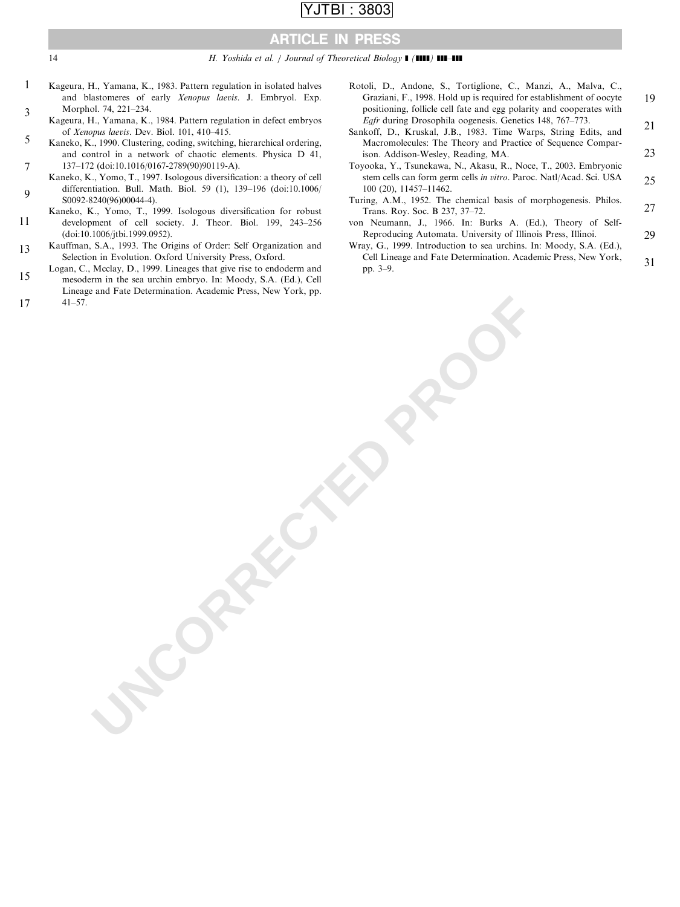Kageura, H., Yamana, K., 1983. Pattern regulation in isolated halves and blastomeres of early *Xenopus laevis*. J. Embryol. Exp. Morphol. 74, 221–234.

Kageura, H., Yamana, K., 1984. Pattern regulation in defect embryos of *Xenopus laevis*. Dev. Biol. 101, 410–415.

Kaneko, K., 1990. Clustering, coding, switching, hierarchical ordering, and control in a network of chaotic elements. Physica D 41, 137–172 (doi:10.1016/0167-2789(90)90119-A).

Kaneko, K., Yomo, T., 1997. Isologous diversification: a theory of cell differentiation. Bull. Math. Biol. 59 (1), 139–196 (doi:10.1006/S0092-8240(96)00044-4).

Kaneko, K., Yomo, T., 1999. Isologous diversification for robust development of cell society. J. Theor. Biol. 199, 243–256 (doi:10.1006/jtbi.1999.0952).

Kauffman, S.A., 1993. The Origins of Order: Self Organization and Selection in Evolution. Oxford University Press, Oxford.

Logan, C., Mcclay, D., 1999. Lineages that give rise to endoderm and mesoderm in the sea urchin embryo. In: Moody, S.A. (Ed.), Cell Lineage and Fate Determination. Academic Press, New York, pp. 41–57.

Rotoli, D., Andone, S., Tortiglione, C., Manzi, A., Malva, C., Graziani, F., 1998. Hold up is required for establishment of oocyte positioning, follicle cell fate and egg polarity and cooperates with *Egfr* during Drosophila oogenesis. Genetics 148, 767–773.

Sankoff, D., Kruskal, J.B., 1983. Time Warps, String Edits, and Macromolecules: The Theory and Practice of Sequence Comparison. Addison-Wesley, Reading, MA.

Toyooka, Y., Tsunekawa, N., Akasu, R., Noce, T., 2003. Embryonic stem cells can form germ cells *in vitro*. Paroc. Natl/Acad. Sci. USA 100 (20), 11457–11462.

Turing, A.M., 1952. The chemical basis of morphogenesis. Philos. Trans. Roy. Soc. B 237, 37–72.

von Neumann, J., 1966. In: Burks A. (Ed.), Theory of Self-Reproducing Automata. University of Illinois Press, Illinoi.

Wray, G., 1999. Introduction to sea urchins. In: Moody, S.A. (Ed.), Cell Lineage and Fate Determination. Academic Press, New York, pp. 3–9.